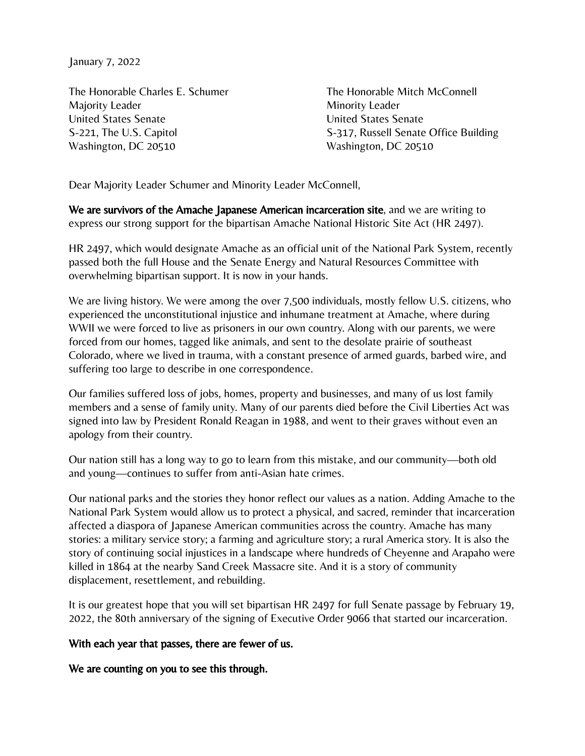January 7, 2022

The Honorable Charles E. Schumer
Majority Leader
United States Senate
S-221, The U.S. Capitol
Washington, DC 20510

The Honorable Mitch McConnell
Minority Leader
United States Senate
S-317, Russell Senate Office Building
Washington, DC 20510

Dear Majority Leader Schumer and Minority Leader McConnell,

**We are survivors of the Amache Japanese American incarceration site**, and we are writing to express our strong support for the bipartisan Amache National Historic Site Act (HR 2497).

HR 2497, which would designate Amache as an official unit of the National Park System, recently passed both the full House and the Senate Energy and Natural Resources Committee with overwhelming bipartisan support. It is now in your hands.

We are living history. We were among the over 7,500 individuals, mostly fellow U.S. citizens, who experienced the unconstitutional injustice and inhumane treatment at Amache, where during WWII we were forced to live as prisoners in our own country. Along with our parents, we were forced from our homes, tagged like animals, and sent to the desolate prairie of southeast Colorado, where we lived in trauma, with a constant presence of armed guards, barbed wire, and suffering too large to describe in one correspondence.

Our families suffered loss of jobs, homes, property and businesses, and many of us lost family members and a sense of family unity. Many of our parents died before the Civil Liberties Act was signed into law by President Ronald Reagan in 1988, and went to their graves without even an apology from their country.

Our nation still has a long way to go to learn from this mistake, and our community—both old and young—continues to suffer from anti-Asian hate crimes.

Our national parks and the stories they honor reflect our values as a nation. Adding Amache to the National Park System would allow us to protect a physical, and sacred, reminder that incarceration affected a diaspora of Japanese American communities across the country. Amache has many stories: a military service story; a farming and agriculture story; a rural America story. It is also the story of continuing social injustices in a landscape where hundreds of Cheyenne and Arapaho were killed in 1864 at the nearby Sand Creek Massacre site. And it is a story of community displacement, resettlement, and rebuilding.

It is our greatest hope that you will set bipartisan HR 2497 for full Senate passage by February 19, 2022, the 80th anniversary of the signing of Executive Order 9066 that started our incarceration.

**With each year that passes, there are fewer of us.**

**We are counting on you to see this through.**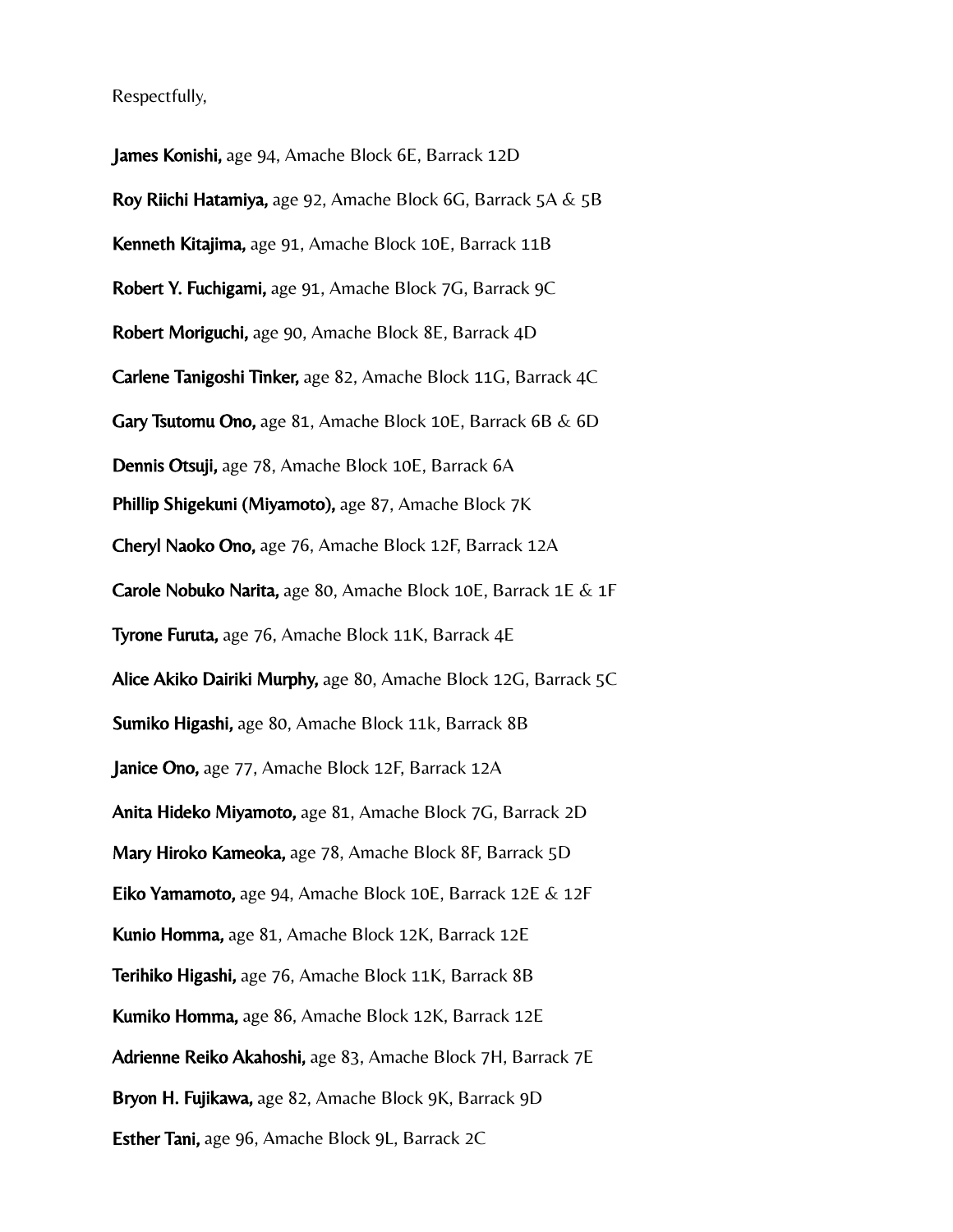Respectfully,

**James Konishi,** age 94, Amache Block 6E, Barrack 12D

**Roy Riichi Hatamiya,** age 92, Amache Block 6G, Barrack 5A & 5B

**Kenneth Kitajima,** age 91, Amache Block 10E, Barrack 11B

**Robert Y. Fuchigami,** age 91, Amache Block 7G, Barrack 9C

**Robert Moriguchi,** age 90, Amache Block 8E, Barrack 4D

**Carlene Tanigoshi Tinker,** age 82, Amache Block 11G, Barrack 4C

**Gary Tsutomu Ono,** age 81, Amache Block 10E, Barrack 6B & 6D

**Dennis Otsuji,** age 78, Amache Block 10E, Barrack 6A

**Phillip Shigekuni (Miyamoto),** age 87, Amache Block 7K

**Cheryl Naoko Ono,** age 76, Amache Block 12F, Barrack 12A

**Carole Nobuko Narita,** age 80, Amache Block 10E, Barrack 1E & 1F

**Tyrone Furuta,** age 76, Amache Block 11K, Barrack 4E

**Alice Akiko Dairiki Murphy,** age 80, Amache Block 12G, Barrack 5C

**Sumiko Higashi,** age 80, Amache Block 11k, Barrack 8B

**Janice Ono,** age 77, Amache Block 12F, Barrack 12A

**Anita Hideko Miyamoto,** age 81, Amache Block 7G, Barrack 2D

**Mary Hiroko Kameoka,** age 78, Amache Block 8F, Barrack 5D

**Eiko Yamamoto,** age 94, Amache Block 10E, Barrack 12E & 12F

**Kunio Homma,** age 81, Amache Block 12K, Barrack 12E

**Terihiko Higashi,** age 76, Amache Block 11K, Barrack 8B

**Kumiko Homma,** age 86, Amache Block 12K, Barrack 12E

**Adrienne Reiko Akahoshi,** age 83, Amache Block 7H, Barrack 7E

**Bryon H. Fujikawa,** age 82, Amache Block 9K, Barrack 9D

**Esther Tani,** age 96, Amache Block 9L, Barrack 2C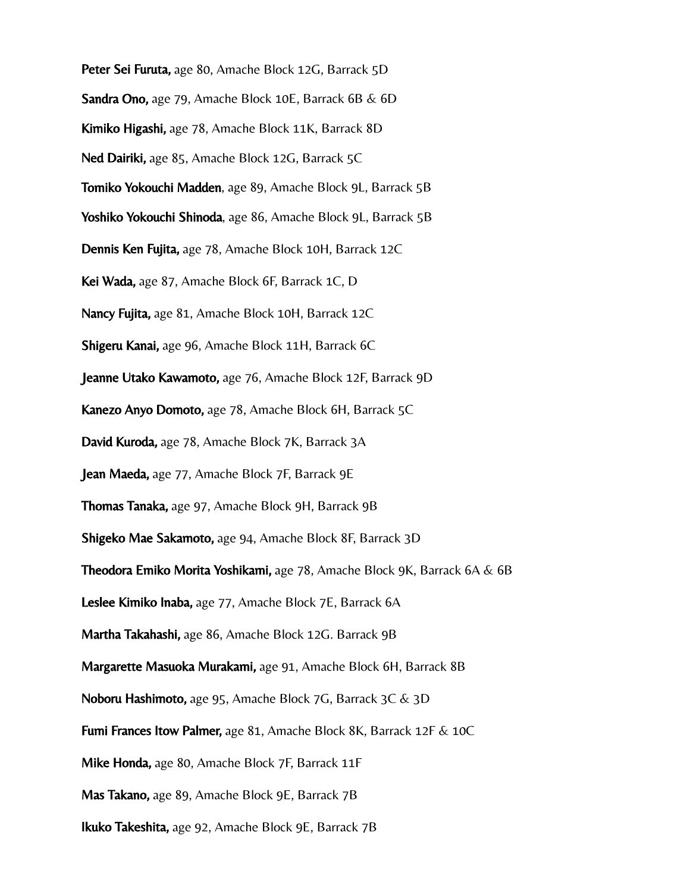**Peter Sei Furuta,** age 80, Amache Block 12G, Barrack 5D

**Sandra Ono,** age 79, Amache Block 10E, Barrack 6B & 6D

**Kimiko Higashi,** age 78, Amache Block 11K, Barrack 8D

**Ned Dairiki,** age 85, Amache Block 12G, Barrack 5C

**Tomiko Yokouchi Madden**, age 89, Amache Block 9L, Barrack 5B

**Yoshiko Yokouchi Shinoda**, age 86, Amache Block 9L, Barrack 5B

**Dennis Ken Fujita,** age 78, Amache Block 10H, Barrack 12C

**Kei Wada,** age 87, Amache Block 6F, Barrack 1C, D

**Nancy Fujita,** age 81, Amache Block 10H, Barrack 12C

**Shigeru Kanai,** age 96, Amache Block 11H, Barrack 6C

**Jeanne Utako Kawamoto,** age 76, Amache Block 12F, Barrack 9D

**Kanezo Anyo Domoto,** age 78, Amache Block 6H, Barrack 5C

**David Kuroda,** age 78, Amache Block 7K, Barrack 3A

**Jean Maeda,** age 77, Amache Block 7F, Barrack 9E

**Thomas Tanaka,** age 97, Amache Block 9H, Barrack 9B

**Shigeko Mae Sakamoto,** age 94, Amache Block 8F, Barrack 3D

**Theodora Emiko Morita Yoshikami,** age 78, Amache Block 9K, Barrack 6A & 6B

**Leslee Kimiko Inaba,** age 77, Amache Block 7E, Barrack 6A

**Martha Takahashi,** age 86, Amache Block 12G. Barrack 9B

**Margarette Masuoka Murakami,** age 91, Amache Block 6H, Barrack 8B

**Noboru Hashimoto,** age 95, Amache Block 7G, Barrack 3C & 3D

**Fumi Frances Itow Palmer,** age 81, Amache Block 8K, Barrack 12F & 10C

**Mike Honda,** age 80, Amache Block 7F, Barrack 11F

**Mas Takano,** age 89, Amache Block 9E, Barrack 7B

**Ikuko Takeshita,** age 92, Amache Block 9E, Barrack 7B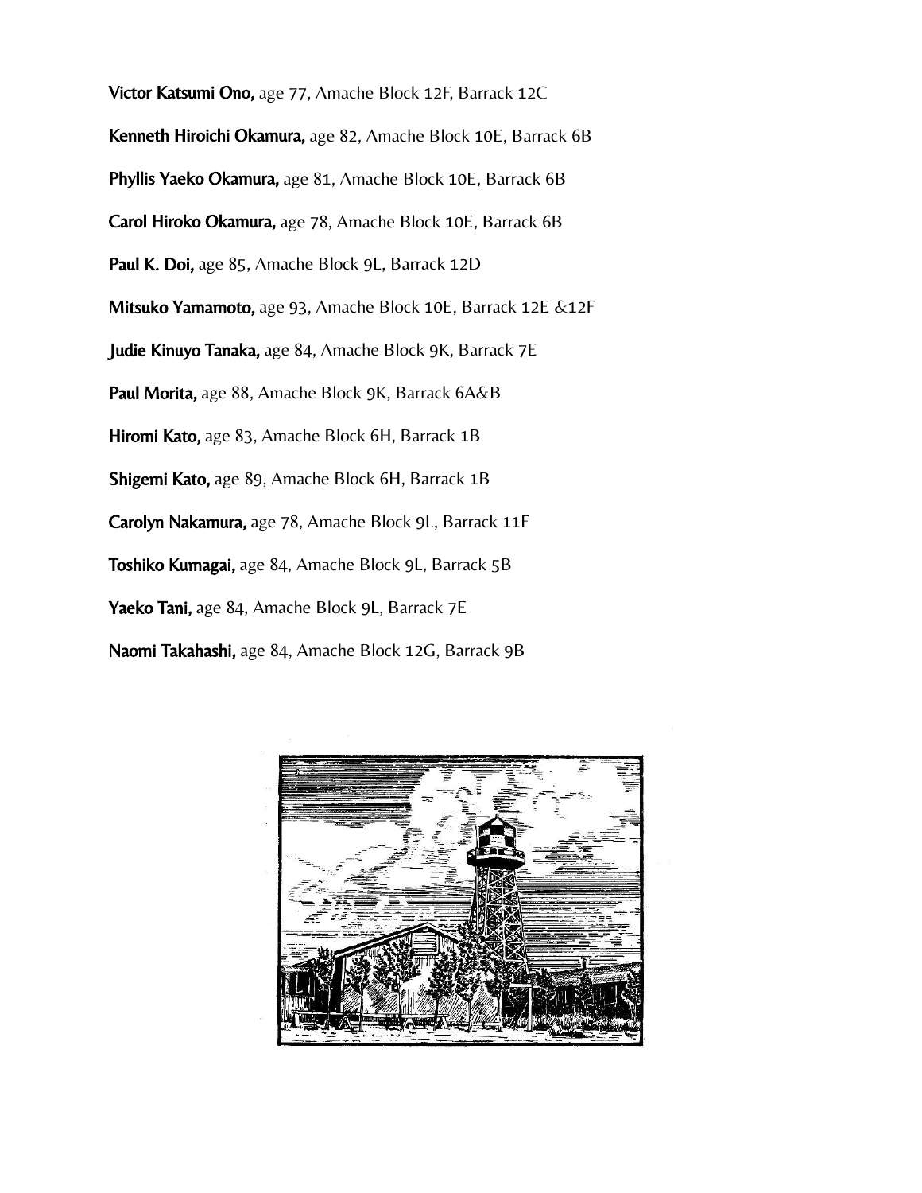**Victor Katsumi Ono,** age 77, Amache Block 12F, Barrack 12C

**Kenneth Hiroichi Okamura,** age 82, Amache Block 10E, Barrack 6B

**Phyllis Yaeko Okamura,** age 81, Amache Block 10E, Barrack 6B

**Carol Hiroko Okamura,** age 78, Amache Block 10E, Barrack 6B

**Paul K. Doi,** age 85, Amache Block 9L, Barrack 12D

**Mitsuko Yamamoto,** age 93, Amache Block 10E, Barrack 12E &12F

**Judie Kinuyo Tanaka,** age 84, Amache Block 9K, Barrack 7E

**Paul Morita,** age 88, Amache Block 9K, Barrack 6A&B

**Hiromi Kato,** age 83, Amache Block 6H, Barrack 1B

**Shigemi Kato,** age 89, Amache Block 6H, Barrack 1B

**Carolyn Nakamura,** age 78, Amache Block 9L, Barrack 11F

**Toshiko Kumagai,** age 84, Amache Block 9L, Barrack 5B

**Yaeko Tani,** age 84, Amache Block 9L, Barrack 7E

**Naomi Takahashi,** age 84, Amache Block 12G, Barrack 9B